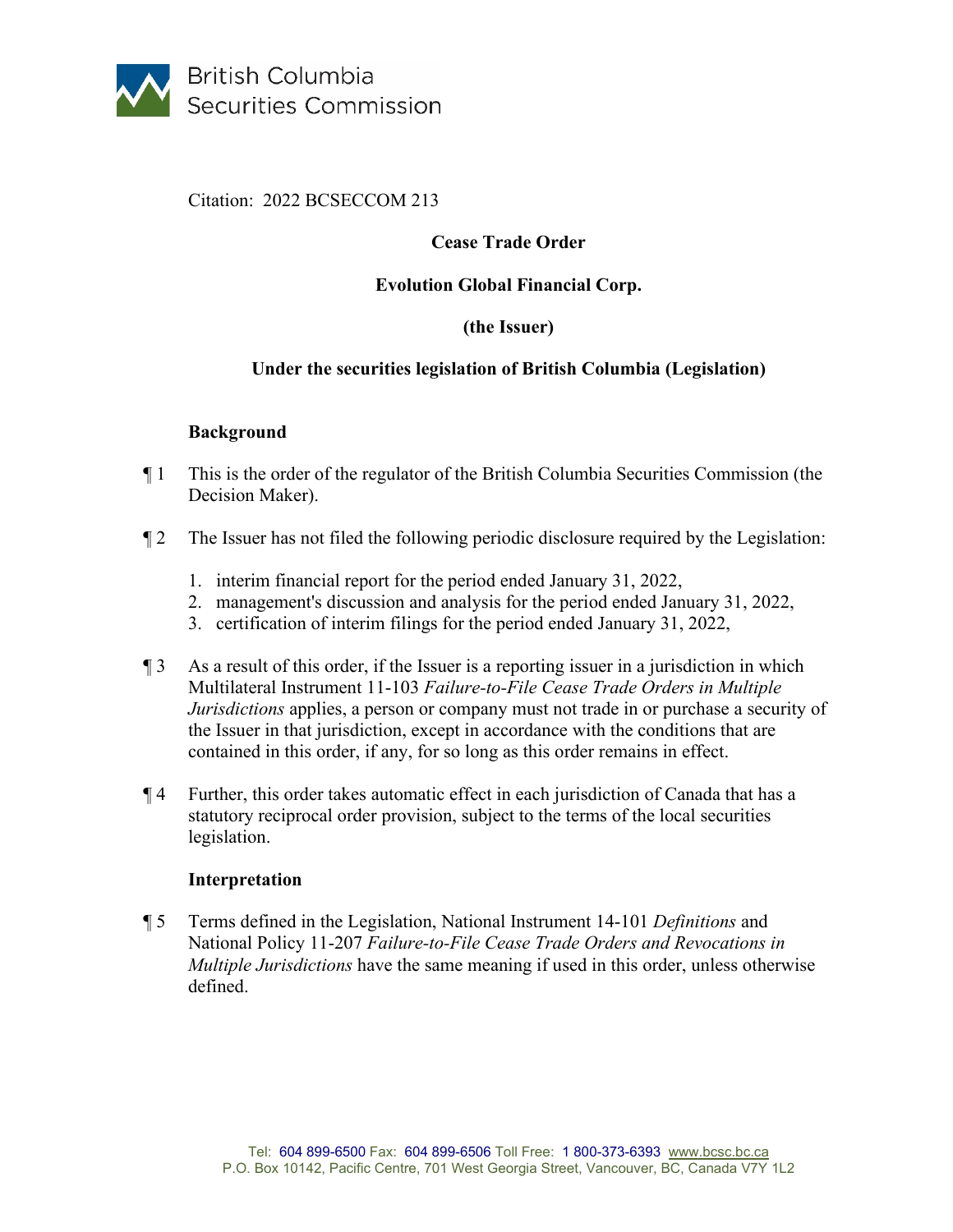British Columbia Securities Commission

Citation: 2022 BCSECCOM 213

**Cease Trade Order**

**Evolution Global Financial Corp.**

**(the Issuer)**

**Under the securities legislation of British Columbia (Legislation)**

## Background

¶ 1 This is the order of the regulator of the British Columbia Securities Commission (the Decision Maker).

¶ 2 The Issuer has not filed the following periodic disclosure required by the Legislation:

1. interim financial report for the period ended January 31, 2022,
2. management's discussion and analysis for the period ended January 31, 2022,
3. certification of interim filings for the period ended January 31, 2022,

¶ 3 As a result of this order, if the Issuer is a reporting issuer in a jurisdiction in which Multilateral Instrument 11-103 *Failure-to-File Cease Trade Orders in Multiple Jurisdictions* applies, a person or company must not trade in or purchase a security of the Issuer in that jurisdiction, except in accordance with the conditions that are contained in this order, if any, for so long as this order remains in effect.

¶ 4 Further, this order takes automatic effect in each jurisdiction of Canada that has a statutory reciprocal order provision, subject to the terms of the local securities legislation.

## Interpretation

¶ 5 Terms defined in the Legislation, National Instrument 14-101 *Definitions* and National Policy 11-207 *Failure-to-File Cease Trade Orders and Revocations in Multiple Jurisdictions* have the same meaning if used in this order, unless otherwise defined.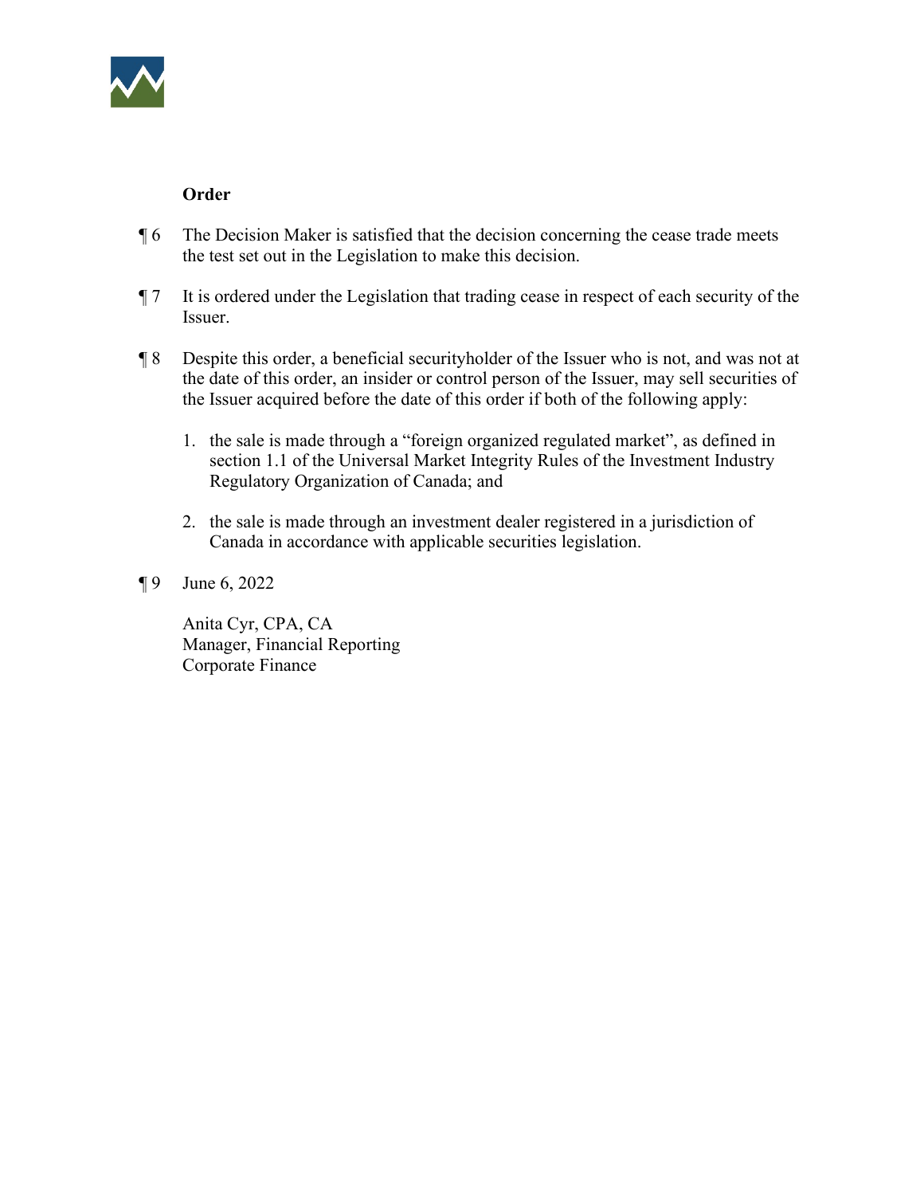**Order**

¶ 6 The Decision Maker is satisfied that the decision concerning the cease trade meets the test set out in the Legislation to make this decision.

¶ 7 It is ordered under the Legislation that trading cease in respect of each security of the Issuer.

¶ 8 Despite this order, a beneficial securityholder of the Issuer who is not, and was not at the date of this order, an insider or control person of the Issuer, may sell securities of the Issuer acquired before the date of this order if both of the following apply:

1. the sale is made through a "foreign organized regulated market", as defined in section 1.1 of the Universal Market Integrity Rules of the Investment Industry Regulatory Organization of Canada; and

2. the sale is made through an investment dealer registered in a jurisdiction of Canada in accordance with applicable securities legislation.

¶ 9 June 6, 2022

Anita Cyr, CPA, CA
Manager, Financial Reporting
Corporate Finance